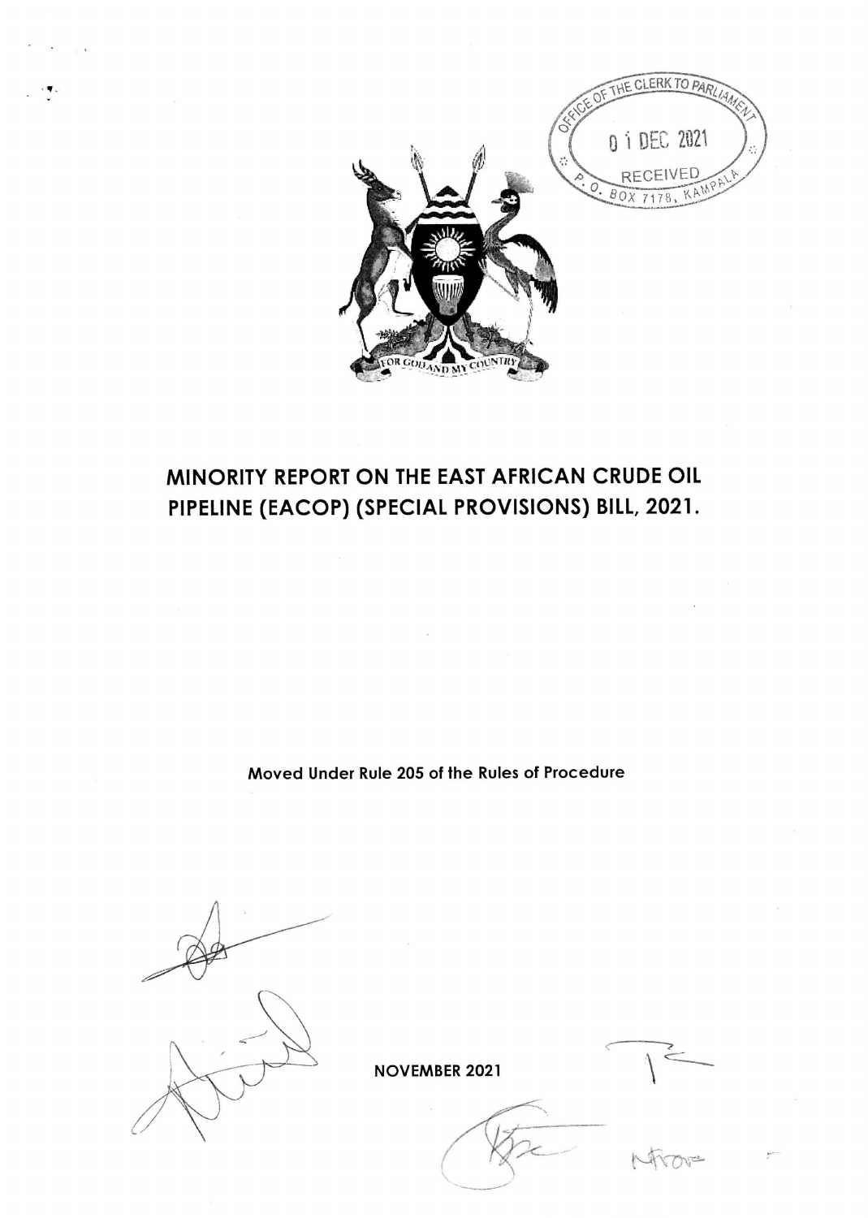# MINORITY REPORT ON THE EAST AFRICAN CRUDE OIL PIPELINE (EACOP) (SPECIAL PROVISIONS) BILL, 2021.

**Moved Under Rule 205 of the Rules of Procedure**

**NOVEMBER 2021**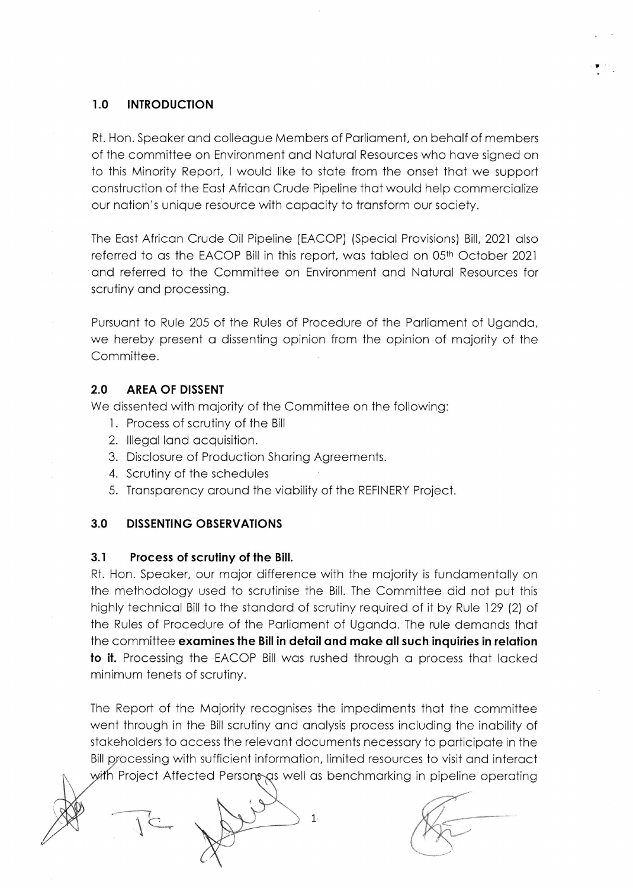## 1.0 INTRODUCTION

Rt. Hon. Speaker and colleague Members of Parliament, on behalf of members of the committee on Environment and Natural Resources who have signed on to this Minority Report, I would like to state from the onset that we support construction of the East African Crude Pipeline that would help commercialize our nation's unique resource with capacity to transform our society.

The East African Crude Oil Pipeline (EACOP) (Special Provisions) Bill, 2021 also referred to as the EACOP Bill in this report, was tabled on 05th October 2021 and referred to the Committee on Environment and Natural Resources for scrutiny and processing.

Pursuant to Rule 205 of the Rules of Procedure of the Parliament of Uganda, we hereby present a dissenting opinion from the opinion of majority of the Committee.

## 2.0 AREA OF DISSENT

We dissented with majority of the Committee on the following:

1. Process of scrutiny of the Bill
2. Illegal land acquisition.
3. Disclosure of Production Sharing Agreements.
4. Scrutiny of the schedules
5. Transparency around the viability of the REFINERY Project.

## 3.0 DISSENTING OBSERVATIONS

### 3.1 Process of scrutiny of the Bill.

Rt. Hon. Speaker, our major difference with the majority is fundamentally on the methodology used to scrutinise the Bill. The Committee did not put this highly technical Bill to the standard of scrutiny required of it by Rule 129 (2) of the Rules of Procedure of the Parliament of Uganda. The rule demands that the committee **examines the Bill in detail and make all such inquiries in relation to it.** Processing the EACOP Bill was rushed through a process that lacked minimum tenets of scrutiny.

The Report of the Majority recognises the impediments that the committee went through in the Bill scrutiny and analysis process including the inability of stakeholders to access the relevant documents necessary to participate in the Bill processing with sufficient information, limited resources to visit and interact with Project Affected Persons as well as benchmarking in pipeline operating